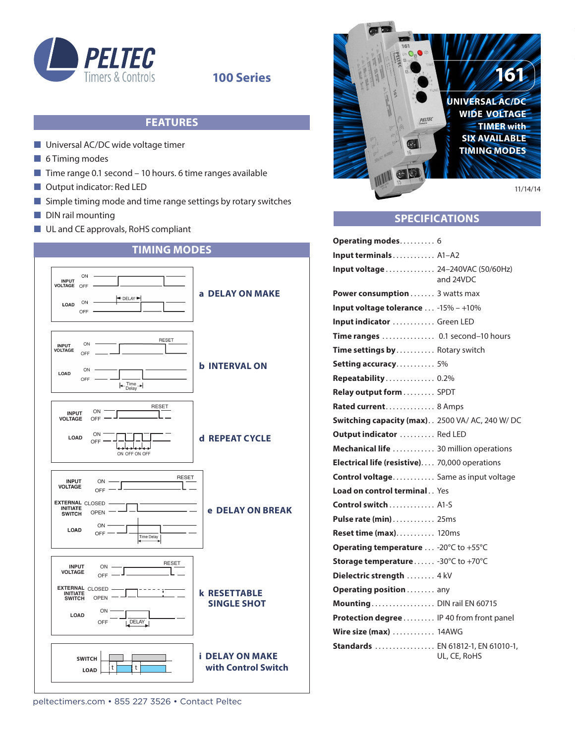# PELTEC Timers & Controls

## 100 Series

## 161

**UNIVERSAL AC/DC WIDE VOLTAGE TIMER with SIX AVAILABLE TIMING MODES**

11/14/14

## FEATURES

- Universal AC/DC wide voltage timer
- 6 Timing modes
- Time range 0.1 second – 10 hours. 6 time ranges available
- Output indicator: Red LED
- Simple timing mode and time range settings by rotary switches
- DIN rail mounting
- UL and CE approvals, RoHS compliant

## TIMING MODES

**a DELAY ON MAKE**

**b INTERVAL ON**

**d REPEAT CYCLE**

**e DELAY ON BREAK**

**k RESETTABLE SINGLE SHOT**

**i DELAY ON MAKE with Control Switch**

## SPECIFICATIONS

| | |
|---|---|
| **Operating modes** | 6 |
| **Input terminals** | A1–A2 |
| **Input voltage** | 24–240VAC (50/60Hz) and 24VDC |
| **Power consumption** | 3 watts max |
| **Input voltage tolerance** | -15% – +10% |
| **Input indicator** | Green LED |
| **Time ranges** | 0.1 second–10 hours |
| **Time settings by** | Rotary switch |
| **Setting accuracy** | 5% |
| **Repeatability** | 0.2% |
| **Relay output form** | SPDT |
| **Rated current** | 8 Amps |
| **Switching capacity (max)** | 2500 VA/ AC, 240 W/ DC |
| **Output indicator** | Red LED |
| **Mechanical life** | 30 million operations |
| **Electrical life (resistive)** | 70,000 operations |
| **Control voltage** | Same as input voltage |
| **Load on control terminal** | Yes |
| **Control switch** | A1-S |
| **Pulse rate (min)** | 25ms |
| **Reset time (max)** | 120ms |
| **Operating temperature** | -20°C to +55°C |
| **Storage temperature** | -30°C to +70°C |
| **Dielectric strength** | 4 kV |
| **Operating position** | any |
| **Mounting** | DIN rail EN 60715 |
| **Protection degree** | IP 40 from front panel |
| **Wire size (max)** | 14AWG |
| **Standards** | EN 61812-1, EN 61010-1, UL, CE, RoHS |

peltectimers.com • 855 227 3526 • Contact Peltec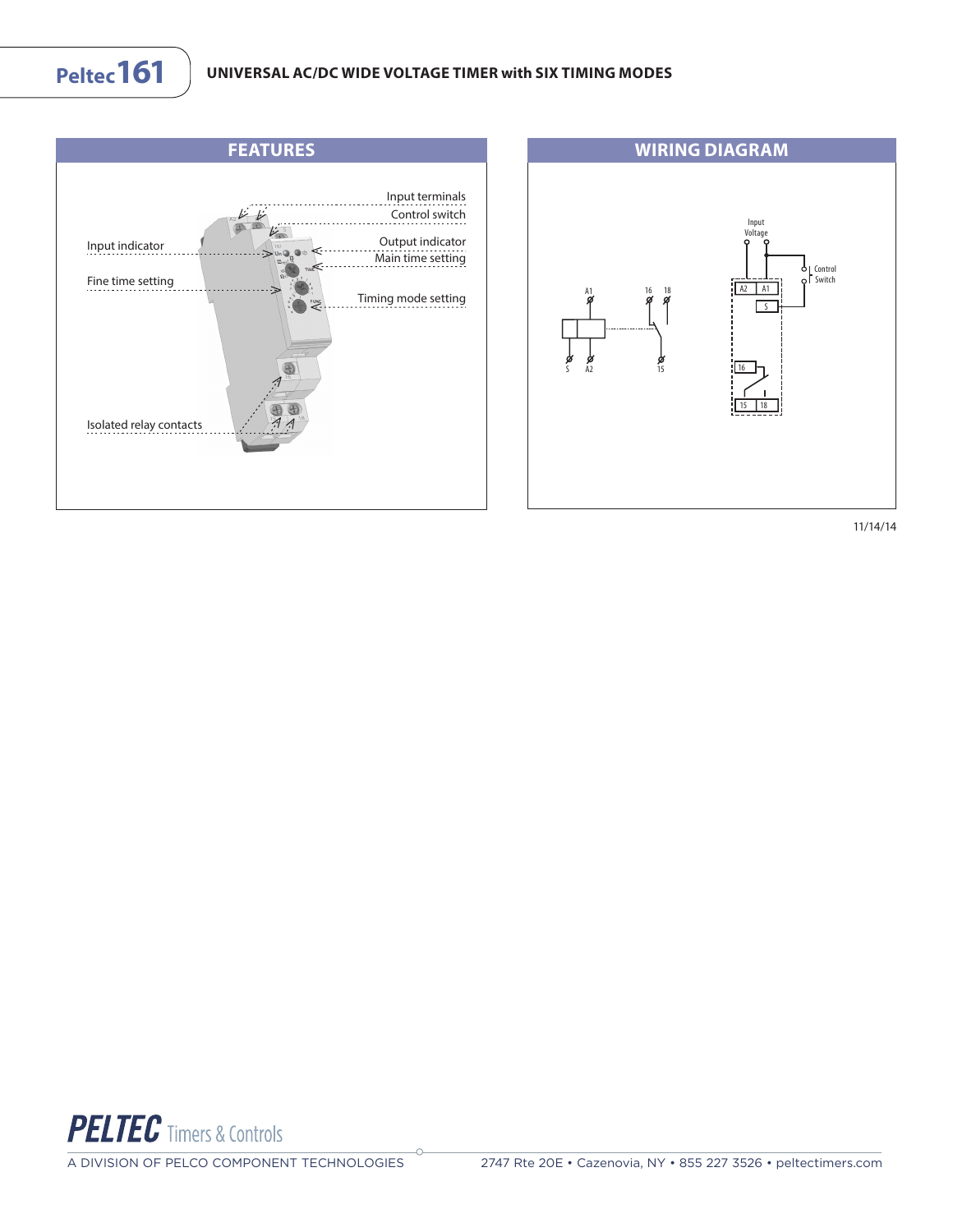## FEATURES

Input terminals

Control switch

Input indicator

Output indicator

Main time setting

Fine time setting

Timing mode setting

Isolated relay contacts

## WIRING DIAGRAM

Input Voltage

Control Switch

A1

16

18

S

A2

15

A2

A1

S

16

15

18

11/14/14